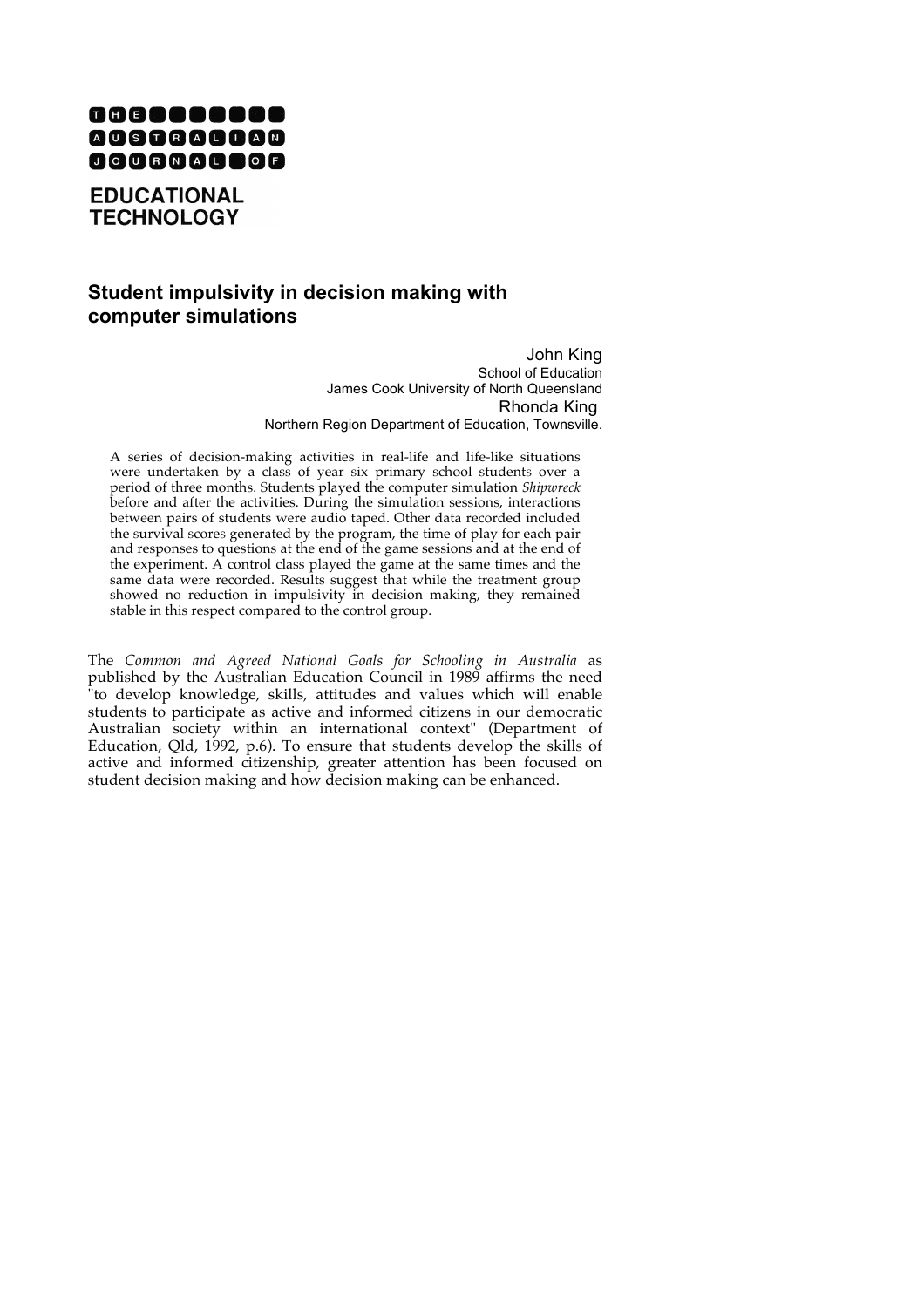# THE AUSTRALIAN JOURNAL OF EDUCATIONAL TECHNOLOGY

## Student impulsivity in decision making with computer simulations

John King
School of Education
James Cook University of North Queensland

Rhonda King
Northern Region Department of Education, Townsville.

> A series of decision-making activities in real-life and life-like situations were undertaken by a class of year six primary school students over a period of three months. Students played the computer simulation *Shipwreck* before and after the activities. During the simulation sessions, interactions between pairs of students were audio taped. Other data recorded included the survival scores generated by the program, the time of play for each pair and responses to questions at the end of the game sessions and at the end of the experiment. A control class played the game at the same times and the same data were recorded. Results suggest that while the treatment group showed no reduction in impulsivity in decision making, they remained stable in this respect compared to the control group.

The *Common and Agreed National Goals for Schooling in Australia* as published by the Australian Education Council in 1989 affirms the need "to develop knowledge, skills, attitudes and values which will enable students to participate as active and informed citizens in our democratic Australian society within an international context" (Department of Education, Qld, 1992, p.6). To ensure that students develop the skills of active and informed citizenship, greater attention has been focused on student decision making and how decision making can be enhanced.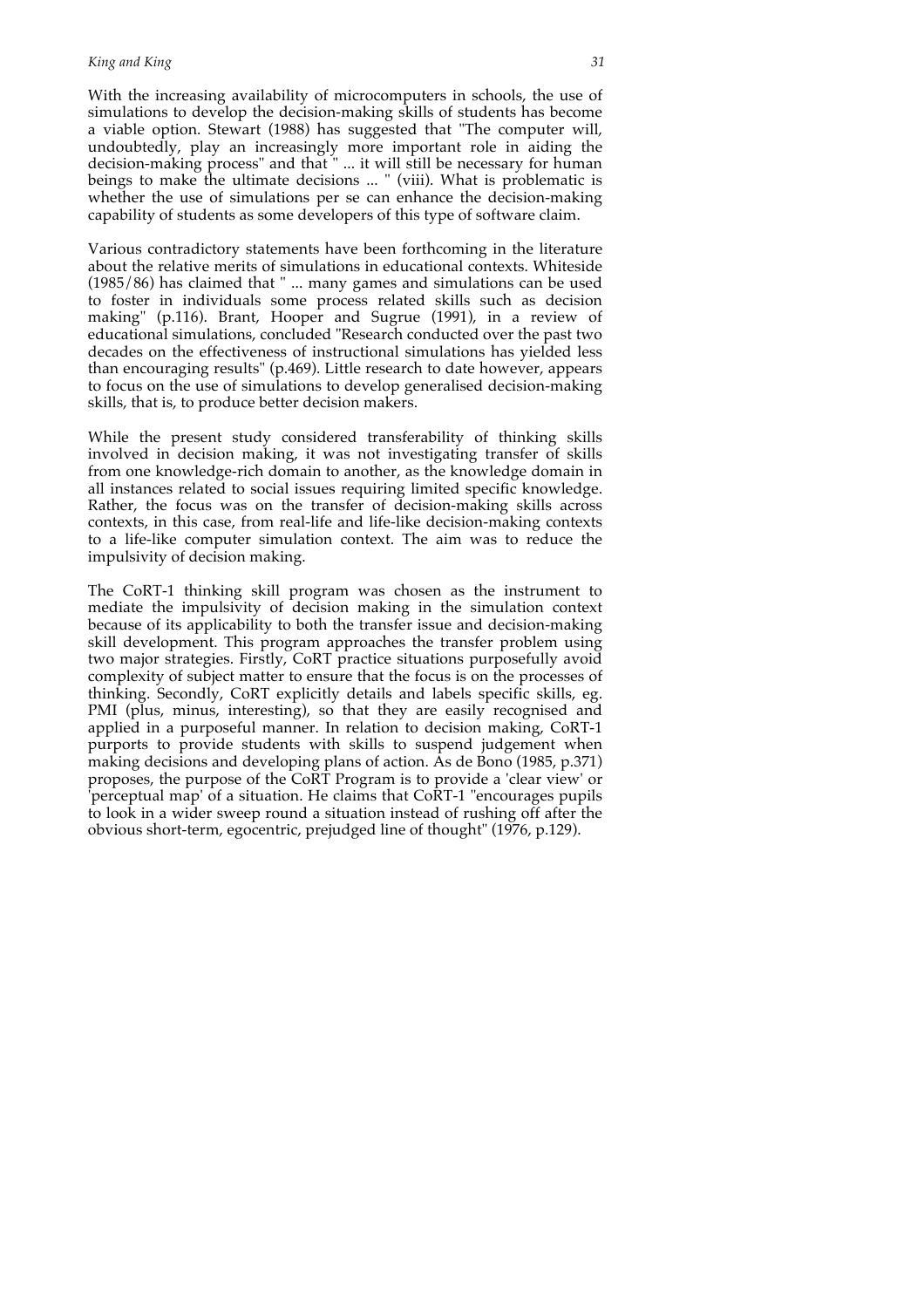With the increasing availability of microcomputers in schools, the use of simulations to develop the decision-making skills of students has become a viable option. Stewart (1988) has suggested that "The computer will, undoubtedly, play an increasingly more important role in aiding the decision-making process" and that " ... it will still be necessary for human beings to make the ultimate decisions ... " (viii). What is problematic is whether the use of simulations per se can enhance the decision-making capability of students as some developers of this type of software claim.

Various contradictory statements have been forthcoming in the literature about the relative merits of simulations in educational contexts. Whiteside (1985/86) has claimed that " ... many games and simulations can be used to foster in individuals some process related skills such as decision making" (p.116). Brant, Hooper and Sugrue (1991), in a review of educational simulations, concluded "Research conducted over the past two decades on the effectiveness of instructional simulations has yielded less than encouraging results" (p.469). Little research to date however, appears to focus on the use of simulations to develop generalised decision-making skills, that is, to produce better decision makers.

While the present study considered transferability of thinking skills involved in decision making, it was not investigating transfer of skills from one knowledge-rich domain to another, as the knowledge domain in all instances related to social issues requiring limited specific knowledge. Rather, the focus was on the transfer of decision-making skills across contexts, in this case, from real-life and life-like decision-making contexts to a life-like computer simulation context. The aim was to reduce the impulsivity of decision making.

The CoRT-1 thinking skill program was chosen as the instrument to mediate the impulsivity of decision making in the simulation context because of its applicability to both the transfer issue and decision-making skill development. This program approaches the transfer problem using two major strategies. Firstly, CoRT practice situations purposefully avoid complexity of subject matter to ensure that the focus is on the processes of thinking. Secondly, CoRT explicitly details and labels specific skills, eg. PMI (plus, minus, interesting), so that they are easily recognised and applied in a purposeful manner. In relation to decision making, CoRT-1 purports to provide students with skills to suspend judgement when making decisions and developing plans of action. As de Bono (1985, p.371) proposes, the purpose of the CoRT Program is to provide a 'clear view' or 'perceptual map' of a situation. He claims that CoRT-1 "encourages pupils to look in a wider sweep round a situation instead of rushing off after the obvious short-term, egocentric, prejudged line of thought" (1976, p.129).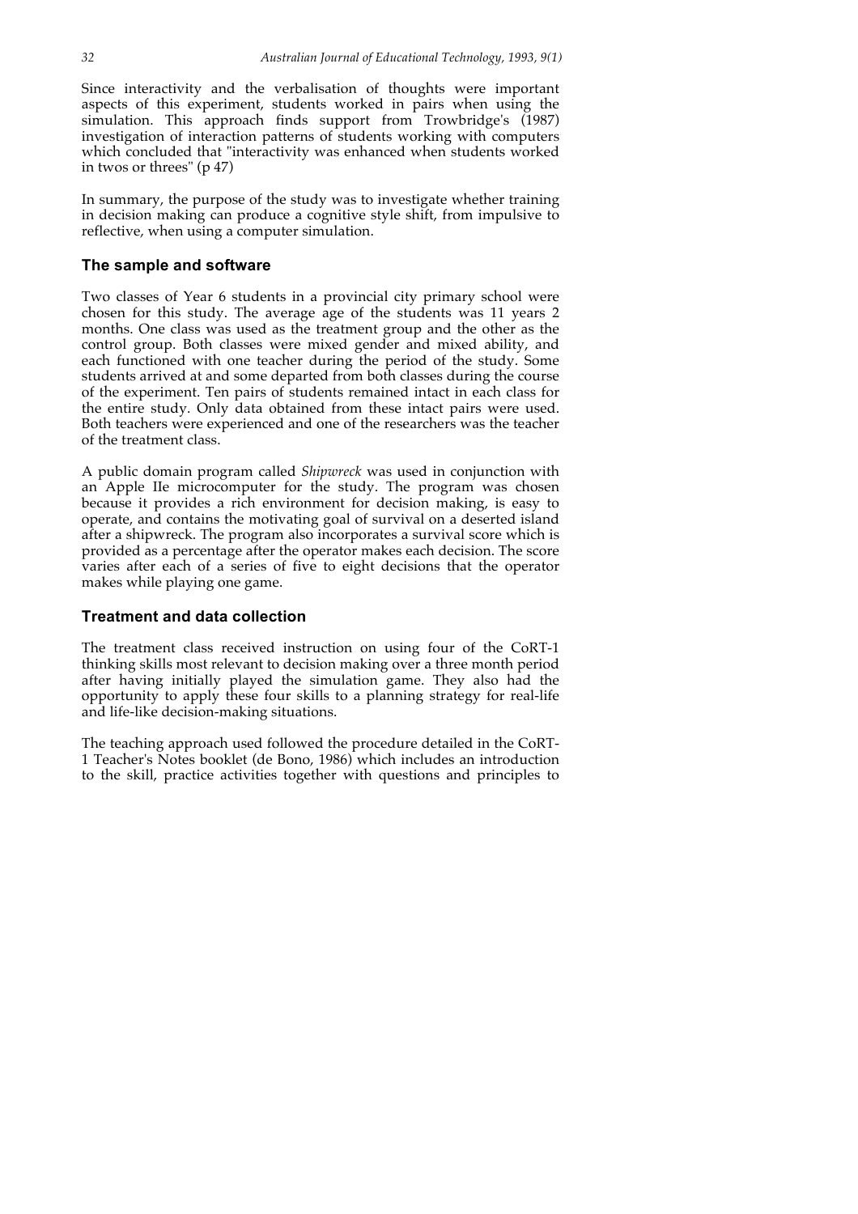Since interactivity and the verbalisation of thoughts were important aspects of this experiment, students worked in pairs when using the simulation. This approach finds support from Trowbridge's (1987) investigation of interaction patterns of students working with computers which concluded that "interactivity was enhanced when students worked in twos or threes" (p 47)

In summary, the purpose of the study was to investigate whether training in decision making can produce a cognitive style shift, from impulsive to reflective, when using a computer simulation.

## The sample and software

Two classes of Year 6 students in a provincial city primary school were chosen for this study. The average age of the students was 11 years 2 months. One class was used as the treatment group and the other as the control group. Both classes were mixed gender and mixed ability, and each functioned with one teacher during the period of the study. Some students arrived at and some departed from both classes during the course of the experiment. Ten pairs of students remained intact in each class for the entire study. Only data obtained from these intact pairs were used. Both teachers were experienced and one of the researchers was the teacher of the treatment class.

A public domain program called *Shipwreck* was used in conjunction with an Apple IIe microcomputer for the study. The program was chosen because it provides a rich environment for decision making, is easy to operate, and contains the motivating goal of survival on a deserted island after a shipwreck. The program also incorporates a survival score which is provided as a percentage after the operator makes each decision. The score varies after each of a series of five to eight decisions that the operator makes while playing one game.

## Treatment and data collection

The treatment class received instruction on using four of the CoRT-1 thinking skills most relevant to decision making over a three month period after having initially played the simulation game. They also had the opportunity to apply these four skills to a planning strategy for real-life and life-like decision-making situations.

The teaching approach used followed the procedure detailed in the CoRT-1 Teacher's Notes booklet (de Bono, 1986) which includes an introduction to the skill, practice activities together with questions and principles to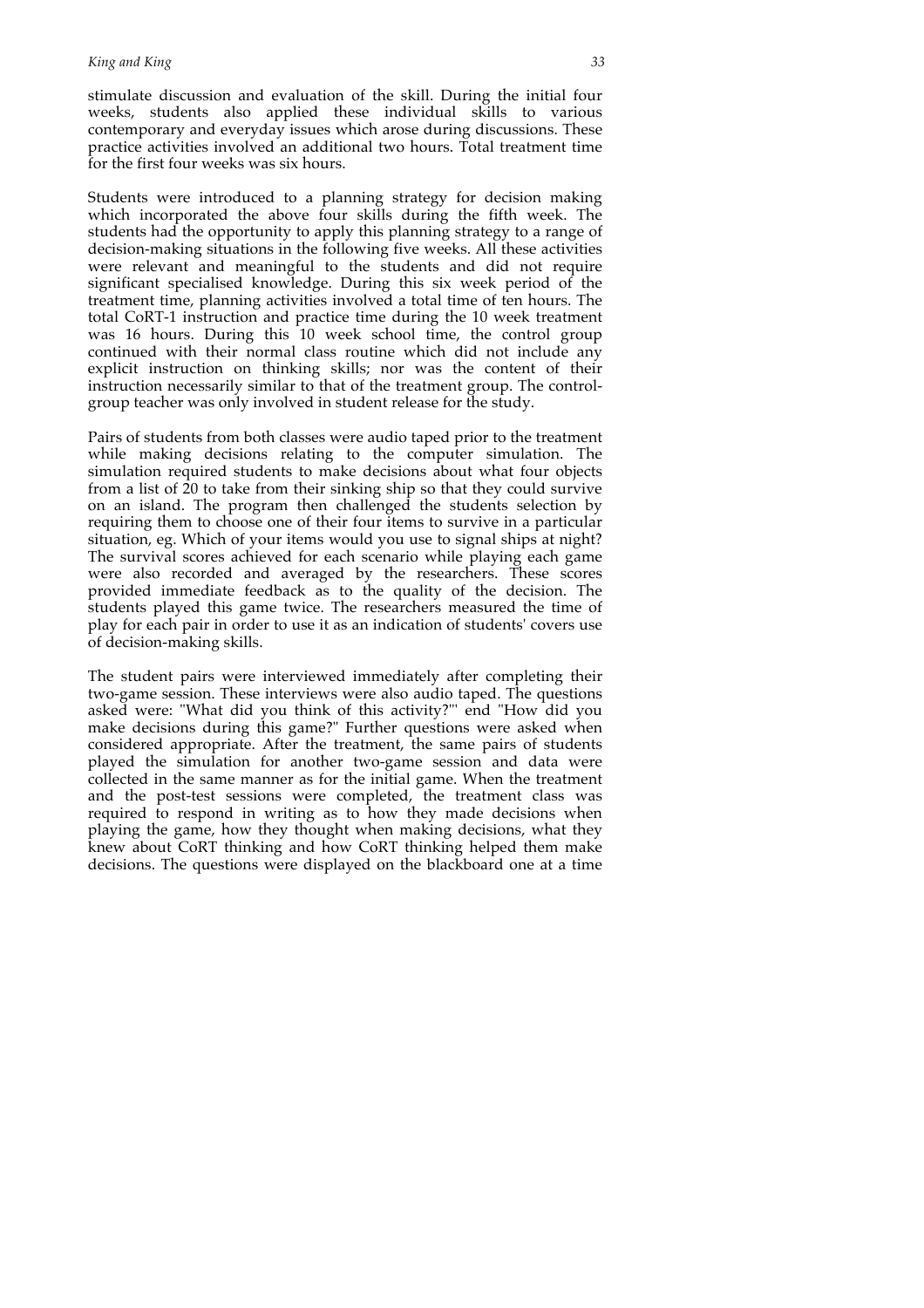stimulate discussion and evaluation of the skill. During the initial four weeks, students also applied these individual skills to various contemporary and everyday issues which arose during discussions. These practice activities involved an additional two hours. Total treatment time for the first four weeks was six hours.

Students were introduced to a planning strategy for decision making which incorporated the above four skills during the fifth week. The students had the opportunity to apply this planning strategy to a range of decision-making situations in the following five weeks. All these activities were relevant and meaningful to the students and did not require significant specialised knowledge. During this six week period of the treatment time, planning activities involved a total time of ten hours. The total CoRT-1 instruction and practice time during the 10 week treatment was 16 hours. During this 10 week school time, the control group continued with their normal class routine which did not include any explicit instruction on thinking skills; nor was the content of their instruction necessarily similar to that of the treatment group. The control-group teacher was only involved in student release for the study.

Pairs of students from both classes were audio taped prior to the treatment while making decisions relating to the computer simulation. The simulation required students to make decisions about what four objects from a list of 20 to take from their sinking ship so that they could survive on an island. The program then challenged the students selection by requiring them to choose one of their four items to survive in a particular situation, eg. Which of your items would you use to signal ships at night? The survival scores achieved for each scenario while playing each game were also recorded and averaged by the researchers. These scores provided immediate feedback as to the quality of the decision. The students played this game twice. The researchers measured the time of play for each pair in order to use it as an indication of students' covers use of decision-making skills.

The student pairs were interviewed immediately after completing their two-game session. These interviews were also audio taped. The questions asked were: "What did you think of this activity?"' end "How did you make decisions during this game?" Further questions were asked when considered appropriate. After the treatment, the same pairs of students played the simulation for another two-game session and data were collected in the same manner as for the initial game. When the treatment and the post-test sessions were completed, the treatment class was required to respond in writing as to how they made decisions when playing the game, how they thought when making decisions, what they knew about CoRT thinking and how CoRT thinking helped them make decisions. The questions were displayed on the blackboard one at a time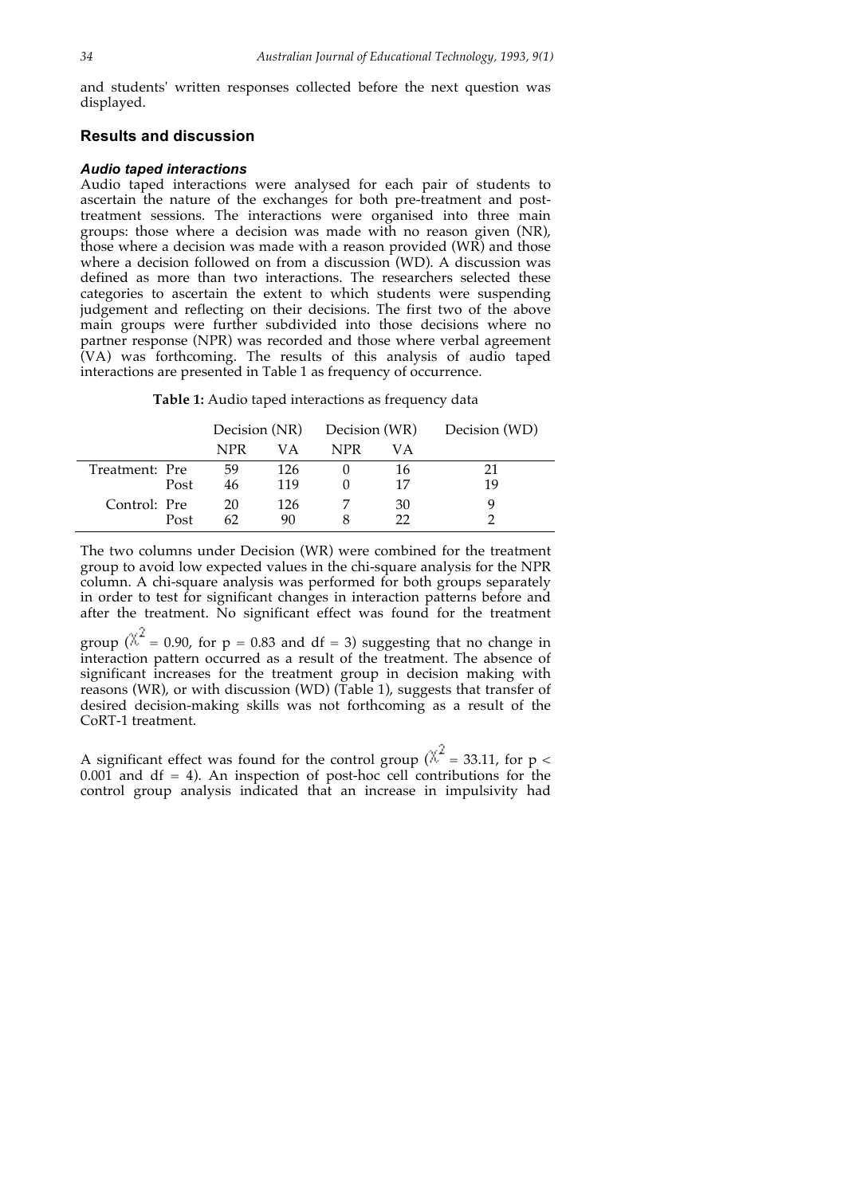and students' written responses collected before the next question was displayed.

## Results and discussion

### *Audio taped interactions*

Audio taped interactions were analysed for each pair of students to ascertain the nature of the exchanges for both pre-treatment and post-treatment sessions. The interactions were organised into three main groups: those where a decision was made with no reason given (NR), those where a decision was made with a reason provided (WR) and those where a decision followed on from a discussion (WD). A discussion was defined as more than two interactions. The researchers selected these categories to ascertain the extent to which students were suspending judgement and reflecting on their decisions. The first two of the above main groups were further subdivided into those decisions where no partner response (NPR) was recorded and those where verbal agreement (VA) was forthcoming. The results of this analysis of audio taped interactions are presented in Table 1 as frequency of occurrence.

**Table 1:** Audio taped interactions as frequency data

| | | Decision (NR) | | Decision (WR) | | Decision (WD) |
|---|---|---|---|---|---|---|
| | | NPR | VA | NPR | VA | |
| Treatment: | Pre | 59 | 126 | 0 | 16 | 21 |
| | Post | 46 | 119 | 0 | 17 | 19 |
| Control: | Pre | 20 | 126 | 7 | 30 | 9 |
| | Post | 62 | 90 | 8 | 22 | 2 |

The two columns under Decision (WR) were combined for the treatment group to avoid low expected values in the chi-square analysis for the NPR column. A chi-square analysis was performed for both groups separately in order to test for significant changes in interaction patterns before and after the treatment. No significant effect was found for the treatment group ($\chi^2 = 0.90$, for $p = 0.83$ and $df = 3$) suggesting that no change in interaction pattern occurred as a result of the treatment. The absence of significant increases for the treatment group in decision making with reasons (WR), or with discussion (WD) (Table 1), suggests that transfer of desired decision-making skills was not forthcoming as a result of the CoRT-1 treatment.

A significant effect was found for the control group ($\chi^2 = 33.11$, for $p < 0.001$ and $df = 4$). An inspection of post-hoc cell contributions for the control group analysis indicated that an increase in impulsivity had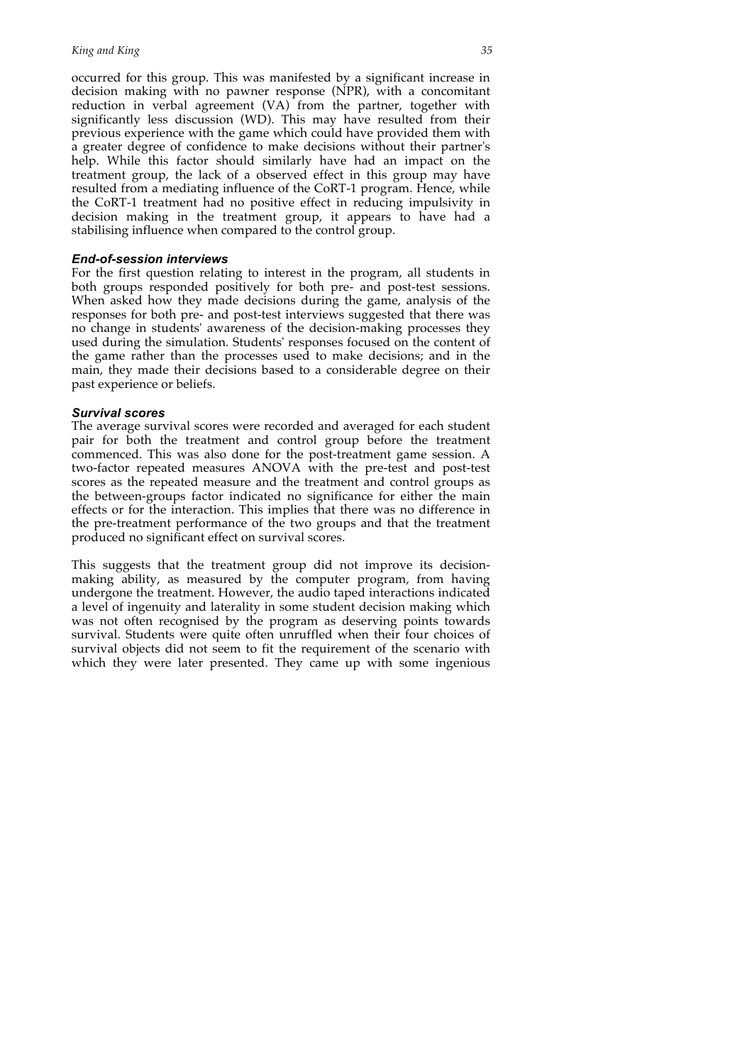occurred for this group. This was manifested by a significant increase in decision making with no pawner response (NPR), with a concomitant reduction in verbal agreement (VA) from the partner, together with significantly less discussion (WD). This may have resulted from their previous experience with the game which could have provided them with a greater degree of confidence to make decisions without their partner's help. While this factor should similarly have had an impact on the treatment group, the lack of a observed effect in this group may have resulted from a mediating influence of the CoRT-1 program. Hence, while the CoRT-1 treatment had no positive effect in reducing impulsivity in decision making in the treatment group, it appears to have had a stabilising influence when compared to the control group.

### *End-of-session interviews*

For the first question relating to interest in the program, all students in both groups responded positively for both pre- and post-test sessions. When asked how they made decisions during the game, analysis of the responses for both pre- and post-test interviews suggested that there was no change in students' awareness of the decision-making processes they used during the simulation. Students' responses focused on the content of the game rather than the processes used to make decisions; and in the main, they made their decisions based to a considerable degree on their past experience or beliefs.

### *Survival scores*

The average survival scores were recorded and averaged for each student pair for both the treatment and control group before the treatment commenced. This was also done for the post-treatment game session. A two-factor repeated measures ANOVA with the pre-test and post-test scores as the repeated measure and the treatment and control groups as the between-groups factor indicated no significance for either the main effects or for the interaction. This implies that there was no difference in the pre-treatment performance of the two groups and that the treatment produced no significant effect on survival scores.

This suggests that the treatment group did not improve its decision-making ability, as measured by the computer program, from having undergone the treatment. However, the audio taped interactions indicated a level of ingenuity and laterality in some student decision making which was not often recognised by the program as deserving points towards survival. Students were quite often unruffled when their four choices of survival objects did not seem to fit the requirement of the scenario with which they were later presented. They came up with some ingenious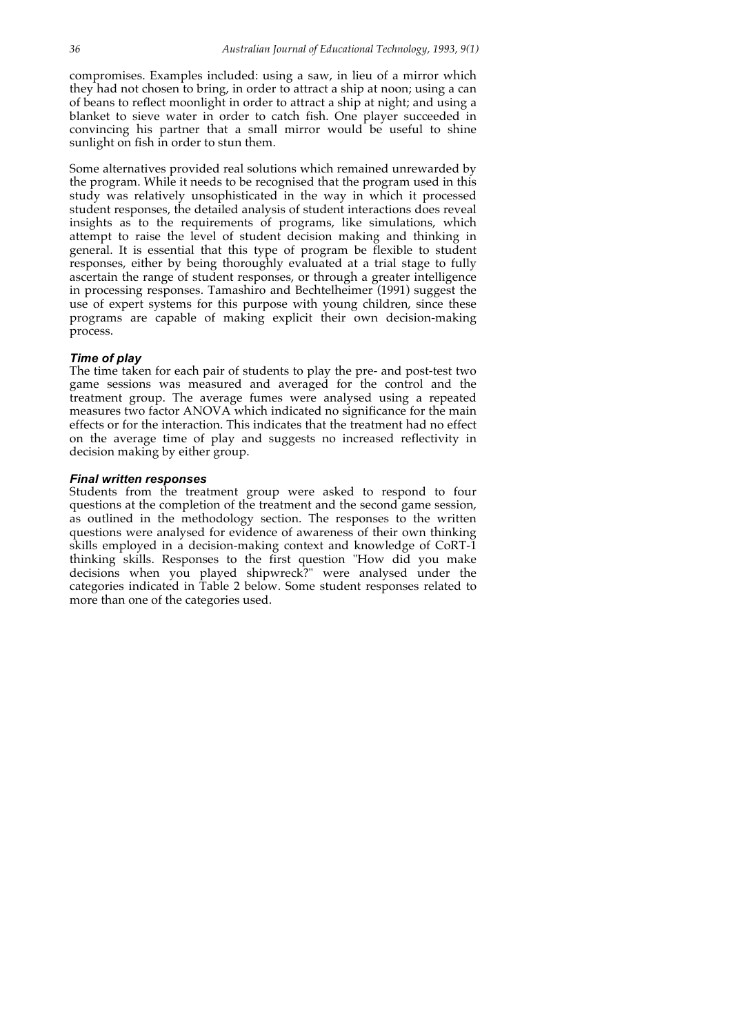compromises. Examples included: using a saw, in lieu of a mirror which they had not chosen to bring, in order to attract a ship at noon; using a can of beans to reflect moonlight in order to attract a ship at night; and using a blanket to sieve water in order to catch fish. One player succeeded in convincing his partner that a small mirror would be useful to shine sunlight on fish in order to stun them.

Some alternatives provided real solutions which remained unrewarded by the program. While it needs to be recognised that the program used in this study was relatively unsophisticated in the way in which it processed student responses, the detailed analysis of student interactions does reveal insights as to the requirements of programs, like simulations, which attempt to raise the level of student decision making and thinking in general. It is essential that this type of program be flexible to student responses, either by being thoroughly evaluated at a trial stage to fully ascertain the range of student responses, or through a greater intelligence in processing responses. Tamashiro and Bechtelheimer (1991) suggest the use of expert systems for this purpose with young children, since these programs are capable of making explicit their own decision-making process.

### *Time of play*

The time taken for each pair of students to play the pre- and post-test two game sessions was measured and averaged for the control and the treatment group. The average fumes were analysed using a repeated measures two factor ANOVA which indicated no significance for the main effects or for the interaction. This indicates that the treatment had no effect on the average time of play and suggests no increased reflectivity in decision making by either group.

### *Final written responses*

Students from the treatment group were asked to respond to four questions at the completion of the treatment and the second game session, as outlined in the methodology section. The responses to the written questions were analysed for evidence of awareness of their own thinking skills employed in a decision-making context and knowledge of CoRT-1 thinking skills. Responses to the first question "How did you make decisions when you played shipwreck?" were analysed under the categories indicated in Table 2 below. Some student responses related to more than one of the categories used.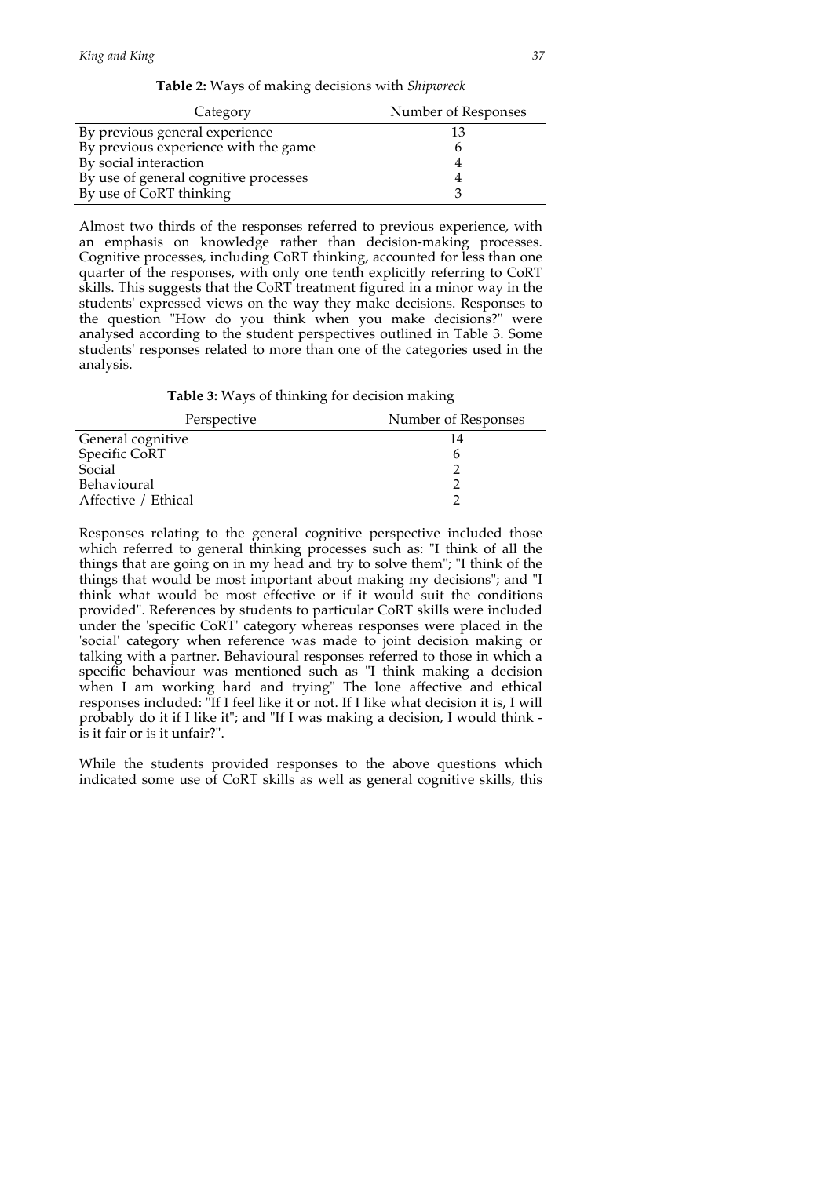**Table 2:** Ways of making decisions with *Shipwreck*

| Category | Number of Responses |
|---|---|
| By previous general experience | 13 |
| By previous experience with the game | 6 |
| By social interaction | 4 |
| By use of general cognitive processes | 4 |
| By use of CoRT thinking | 3 |

Almost two thirds of the responses referred to previous experience, with an emphasis on knowledge rather than decision-making processes. Cognitive processes, including CoRT thinking, accounted for less than one quarter of the responses, with only one tenth explicitly referring to CoRT skills. This suggests that the CoRT treatment figured in a minor way in the students' expressed views on the way they make decisions. Responses to the question "How do you think when you make decisions?" were analysed according to the student perspectives outlined in Table 3. Some students' responses related to more than one of the categories used in the analysis.

**Table 3:** Ways of thinking for decision making

| Perspective | Number of Responses |
|---|---|
| General cognitive | 14 |
| Specific CoRT | 6 |
| Social | 2 |
| Behavioural | 2 |
| Affective / Ethical | 2 |

Responses relating to the general cognitive perspective included those which referred to general thinking processes such as: "I think of all the things that are going on in my head and try to solve them"; "I think of the things that would be most important about making my decisions"; and "I think what would be most effective or if it would suit the conditions provided". References by students to particular CoRT skills were included under the 'specific CoRT' category whereas responses were placed in the 'social' category when reference was made to joint decision making or talking with a partner. Behavioural responses referred to those in which a specific behaviour was mentioned such as "I think making a decision when I am working hard and trying" The lone affective and ethical responses included: "If I feel like it or not. If I like what decision it is, I will probably do it if I like it"; and "If I was making a decision, I would think - is it fair or is it unfair?".

While the students provided responses to the above questions which indicated some use of CoRT skills as well as general cognitive skills, this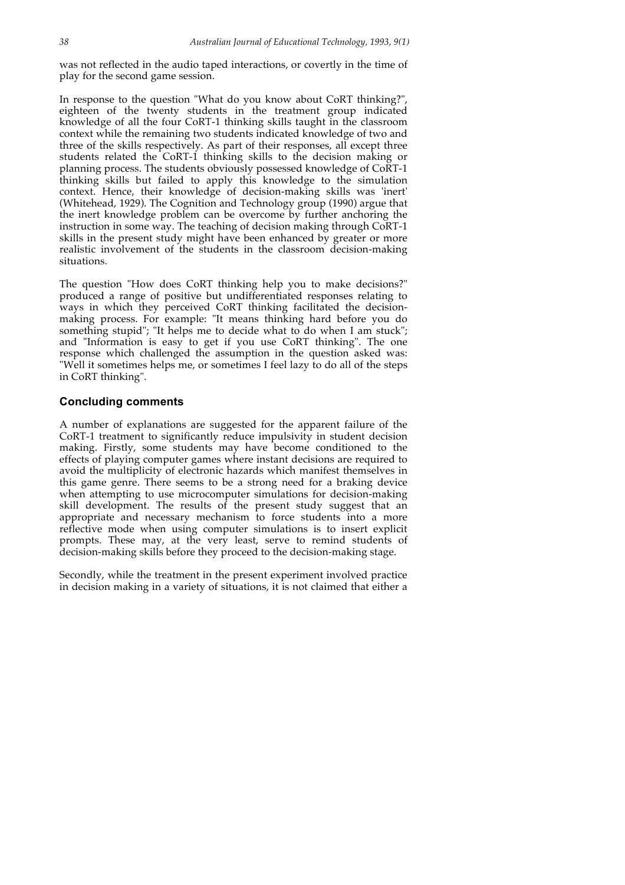was not reflected in the audio taped interactions, or covertly in the time of play for the second game session.

In response to the question "What do you know about CoRT thinking?", eighteen of the twenty students in the treatment group indicated knowledge of all the four CoRT-1 thinking skills taught in the classroom context while the remaining two students indicated knowledge of two and three of the skills respectively. As part of their responses, all except three students related the CoRT-1 thinking skills to the decision making or planning process. The students obviously possessed knowledge of CoRT-1 thinking skills but failed to apply this knowledge to the simulation context. Hence, their knowledge of decision-making skills was 'inert' (Whitehead, 1929). The Cognition and Technology group (1990) argue that the inert knowledge problem can be overcome by further anchoring the instruction in some way. The teaching of decision making through CoRT-1 skills in the present study might have been enhanced by greater or more realistic involvement of the students in the classroom decision-making situations.

The question "How does CoRT thinking help you to make decisions?" produced a range of positive but undifferentiated responses relating to ways in which they perceived CoRT thinking facilitated the decision-making process. For example: "It means thinking hard before you do something stupid"; "It helps me to decide what to do when I am stuck"; and "Information is easy to get if you use CoRT thinking". The one response which challenged the assumption in the question asked was: "Well it sometimes helps me, or sometimes I feel lazy to do all of the steps in CoRT thinking".

## Concluding comments

A number of explanations are suggested for the apparent failure of the CoRT-1 treatment to significantly reduce impulsivity in student decision making. Firstly, some students may have become conditioned to the effects of playing computer games where instant decisions are required to avoid the multiplicity of electronic hazards which manifest themselves in this game genre. There seems to be a strong need for a braking device when attempting to use microcomputer simulations for decision-making skill development. The results of the present study suggest that an appropriate and necessary mechanism to force students into a more reflective mode when using computer simulations is to insert explicit prompts. These may, at the very least, serve to remind students of decision-making skills before they proceed to the decision-making stage.

Secondly, while the treatment in the present experiment involved practice in decision making in a variety of situations, it is not claimed that either a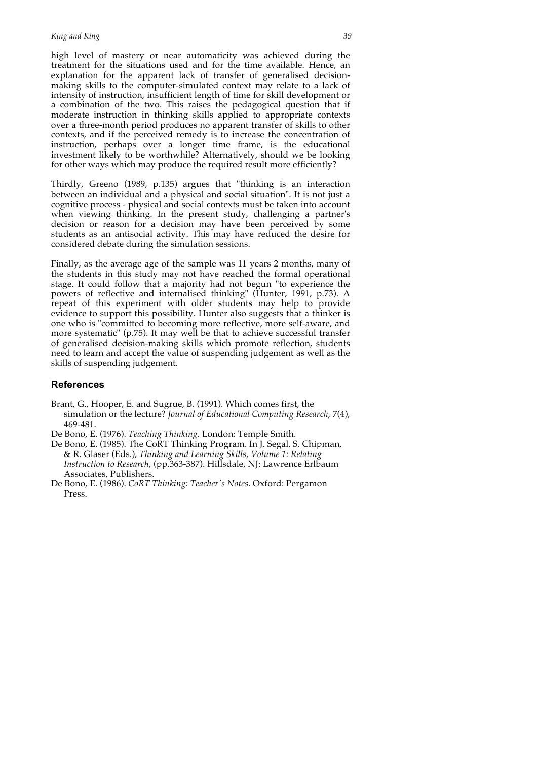high level of mastery or near automaticity was achieved during the treatment for the situations used and for the time available. Hence, an explanation for the apparent lack of transfer of generalised decision-making skills to the computer-simulated context may relate to a lack of intensity of instruction, insufficient length of time for skill development or a combination of the two. This raises the pedagogical question that if moderate instruction in thinking skills applied to appropriate contexts over a three-month period produces no apparent transfer of skills to other contexts, and if the perceived remedy is to increase the concentration of instruction, perhaps over a longer time frame, is the educational investment likely to be worthwhile? Alternatively, should we be looking for other ways which may produce the required result more efficiently?

Thirdly, Greeno (1989, p.135) argues that "thinking is an interaction between an individual and a physical and social situation". It is not just a cognitive process - physical and social contexts must be taken into account when viewing thinking. In the present study, challenging a partner's decision or reason for a decision may have been perceived by some students as an antisocial activity. This may have reduced the desire for considered debate during the simulation sessions.

Finally, as the average age of the sample was 11 years 2 months, many of the students in this study may not have reached the formal operational stage. It could follow that a majority had not begun "to experience the powers of reflective and internalised thinking" (Hunter, 1991, p.73). A repeat of this experiment with older students may help to provide evidence to support this possibility. Hunter also suggests that a thinker is one who is "committed to becoming more reflective, more self-aware, and more systematic" (p.75). It may well be that to achieve successful transfer of generalised decision-making skills which promote reflection, students need to learn and accept the value of suspending judgement as well as the skills of suspending judgement.

## References

Brant, G., Hooper, E. and Sugrue, B. (1991). Which comes first, the simulation or the lecture? *Journal of Educational Computing Research*, 7(4), 469-481.

De Bono, E. (1976). *Teaching Thinking*. London: Temple Smith.

De Bono, E. (1985). The CoRT Thinking Program. In J. Segal, S. Chipman, & R. Glaser (Eds.), *Thinking and Learning Skills, Volume 1: Relating Instruction to Research*, (pp.363-387). Hillsdale, NJ: Lawrence Erlbaum Associates, Publishers.

De Bono, E. (1986). *CoRT Thinking: Teacher's Notes*. Oxford: Pergamon Press.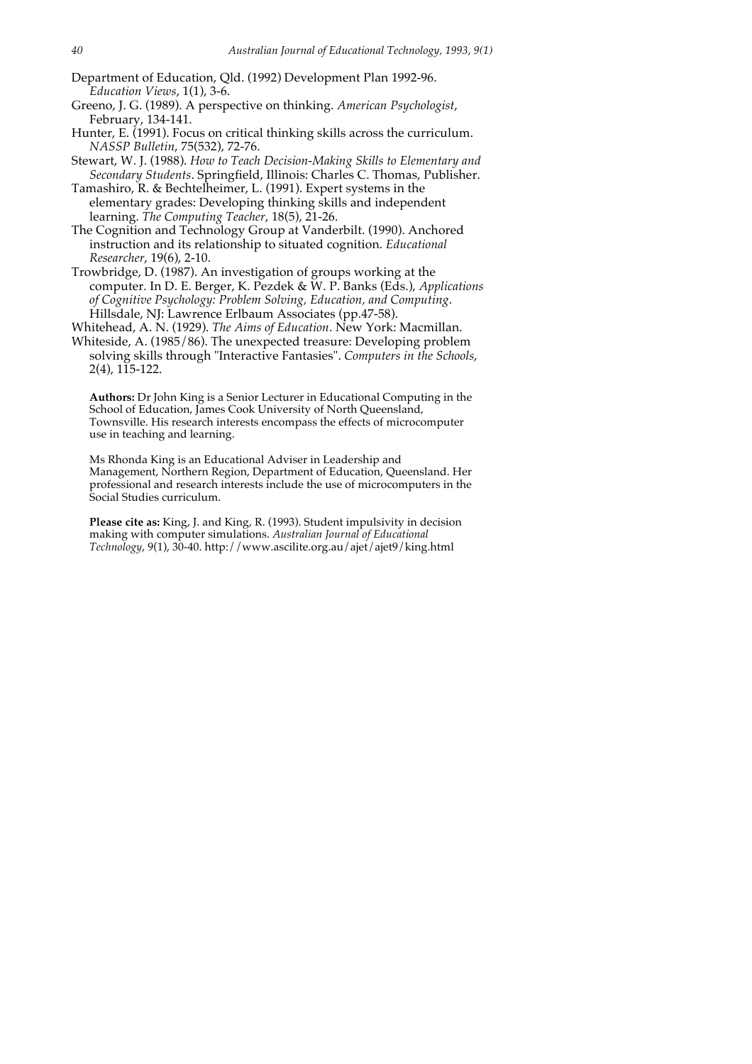Department of Education, Qld. (1992) Development Plan 1992-96. *Education Views*, 1(1), 3-6.

Greeno, J. G. (1989). A perspective on thinking. *American Psychologist*, February, 134-141.

Hunter, E. (1991). Focus on critical thinking skills across the curriculum. *NASSP Bulletin*, 75(532), 72-76.

Stewart, W. J. (1988). *How to Teach Decision-Making Skills to Elementary and Secondary Students*. Springfield, Illinois: Charles C. Thomas, Publisher.

Tamashiro, R. & Bechtelheimer, L. (1991). Expert systems in the elementary grades: Developing thinking skills and independent learning. *The Computing Teacher*, 18(5), 21-26.

The Cognition and Technology Group at Vanderbilt. (1990). Anchored instruction and its relationship to situated cognition. *Educational Researcher*, 19(6), 2-10.

Trowbridge, D. (1987). An investigation of groups working at the computer. In D. E. Berger, K. Pezdek & W. P. Banks (Eds.), *Applications of Cognitive Psychology: Problem Solving, Education, and Computing*. Hillsdale, NJ: Lawrence Erlbaum Associates (pp.47-58).

Whitehead, A. N. (1929). *The Aims of Education*. New York: Macmillan.

Whiteside, A. (1985/86). The unexpected treasure: Developing problem solving skills through "Interactive Fantasies". *Computers in the Schools*, 2(4), 115-122.

**Authors:** Dr John King is a Senior Lecturer in Educational Computing in the School of Education, James Cook University of North Queensland, Townsville. His research interests encompass the effects of microcomputer use in teaching and learning.

Ms Rhonda King is an Educational Adviser in Leadership and Management, Northern Region, Department of Education, Queensland. Her professional and research interests include the use of microcomputers in the Social Studies curriculum.

**Please cite as:** King, J. and King, R. (1993). Student impulsivity in decision making with computer simulations. *Australian Journal of Educational Technology*, 9(1), 30-40. http://www.ascilite.org.au/ajet/ajet9/king.html